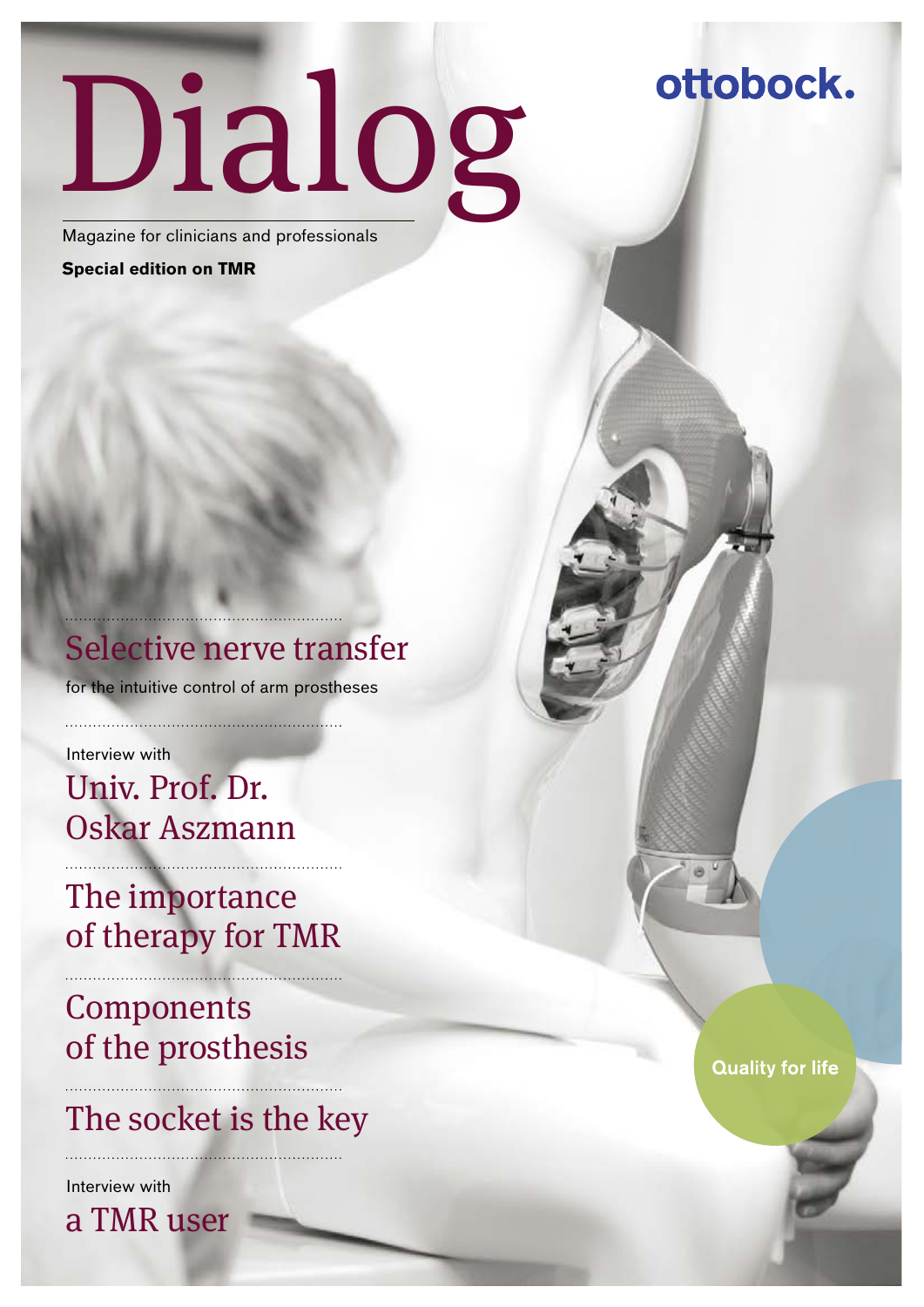# Dialog

ottobock.

Magazine for clinicians and professionals

**Special edition on TMR**

## Selective nerve transfer

for the intuitive control of arm prostheses

Interview with

## Univ. Prof. Dr. Oskar Aszmann

## The importance of therapy for TMR

## Components of the prosthesis

## The socket is the key

Interview with

## a TMR user

Quality for life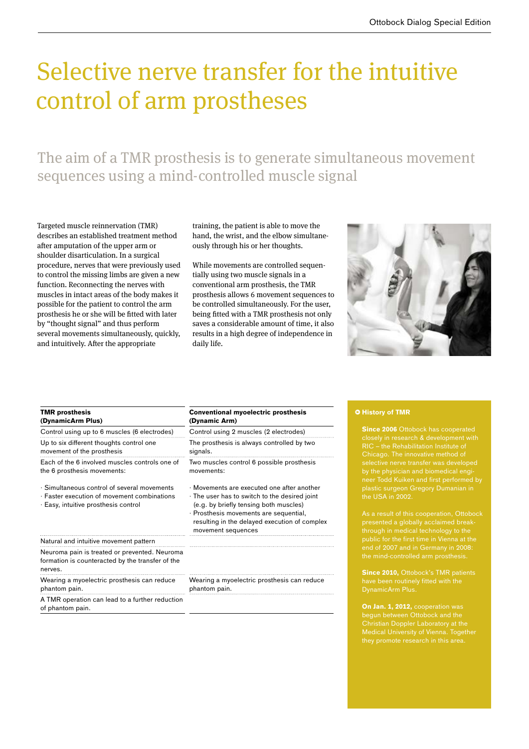# Selective nerve transfer for the intuitive control of arm prostheses

## The aim of a TMR prosthesis is to generate simultaneous movement sequences using a mind-controlled muscle signal

Targeted muscle reinnervation (TMR) describes an established treatment method after amputation of the upper arm or shoulder disarticulation. In a surgical procedure, nerves that were previously used to control the missing limbs are given a new function. Reconnecting the nerves with muscles in intact areas of the body makes it possible for the patient to control the arm prosthesis he or she will be fitted with later by "thought signal" and thus perform several movements simultaneously, quickly, and intuitively. After the appropriate training, the patient is able to move the hand, the wrist, and the elbow simultaneously through his or her thoughts.

While movements are controlled sequentially using two muscle signals in a conventional arm prosthesis, the TMR prosthesis allows 6 movement sequences to be controlled simultaneously. For the user, being fitted with a TMR prosthesis not only saves a considerable amount of time, it also results in a high degree of independence in daily life.

| **TMR prosthesis (DynamicArm Plus)** | **Conventional myoelectric prosthesis (Dynamic Arm)** |
|---|---|
| Control using up to 6 muscles (6 electrodes) | Control using 2 muscles (2 electrodes) |
| Up to six different thoughts control one movement of the prosthesis | The prosthesis is always controlled by two signals. |
| Each of the 6 involved muscles controls one of the 6 prosthesis movements: | Two muscles control 6 possible prosthesis movements: |
| · Simultaneous control of several movements<br>· Faster execution of movement combinations<br>· Easy, intuitive prosthesis control | · Movements are executed one after another<br>· The user has to switch to the desired joint (e.g. by briefly tensing both muscles)<br>· Prosthesis movements are sequential, resulting in the delayed execution of complex movement sequences |
| Natural and intuitive movement pattern | |
| Neuroma pain is treated or prevented. Neuroma formation is counteracted by the transfer of the nerves. | |
| Wearing a myoelectric prosthesis can reduce phantom pain. | Wearing a myoelectric prosthesis can reduce phantom pain. |
| A TMR operation can lead to a further reduction of phantom pain. | |

### History of TMR

**Since 2006** Ottobock has cooperated closely in research & development with RIC – the Rehabilitation Institute of Chicago. The innovative method of selective nerve transfer was developed by the physician and biomedical engineer Todd Kuiken and first performed by plastic surgeon Gregory Dumanian in the USA in 2002.

As a result of this cooperation, Ottobock presented a globally acclaimed breakthrough in medical technology to the public for the first time in Vienna at the end of 2007 and in Germany in 2008: the mind-controlled arm prosthesis.

**Since 2010,** Ottobock's TMR patients have been routinely fitted with the DynamicArm Plus.

**On Jan. 1, 2012,** cooperation was begun between Ottobock and the Christian Doppler Laboratory at the Medical University of Vienna. Together they promote research in this area.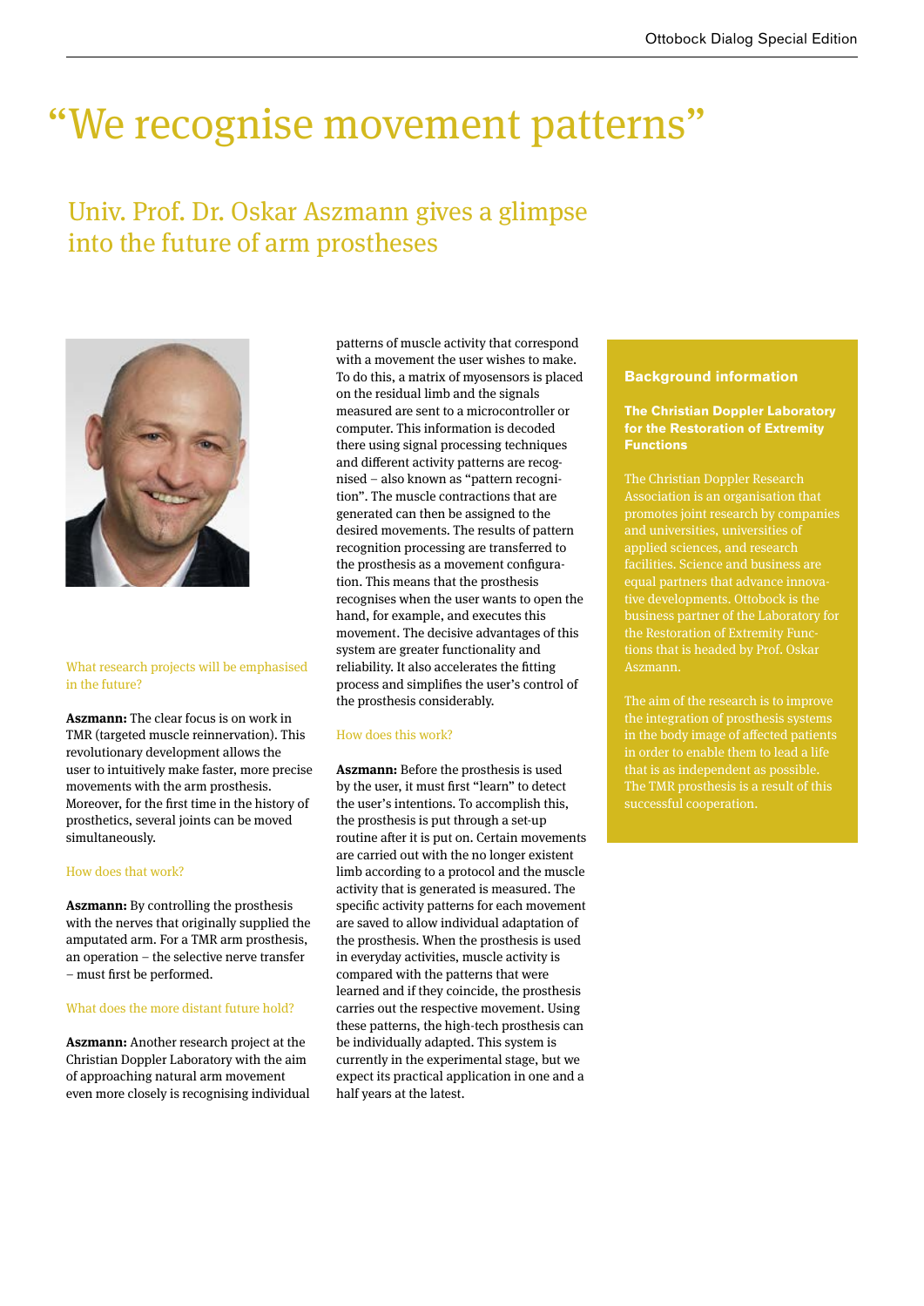# “We recognise movement patterns”

## Univ. Prof. Dr. Oskar Aszmann gives a glimpse into the future of arm prostheses

What research projects will be emphasised in the future?

**Aszmann:** The clear focus is on work in TMR (targeted muscle reinnervation). This revolutionary development allows the user to intuitively make faster, more precise movements with the arm prosthesis. Moreover, for the first time in the history of prosthetics, several joints can be moved simultaneously.

How does that work?

**Aszmann:** By controlling the prosthesis with the nerves that originally supplied the amputated arm. For a TMR arm prosthesis, an operation – the selective nerve transfer – must first be performed.

What does the more distant future hold?

**Aszmann:** Another research project at the Christian Doppler Laboratory with the aim of approaching natural arm movement even more closely is recognising individual patterns of muscle activity that correspond with a movement the user wishes to make. To do this, a matrix of myosensors is placed on the residual limb and the signals measured are sent to a microcontroller or computer. This information is decoded there using signal processing techniques and different activity patterns are recognised – also known as “pattern recognition”. The muscle contractions that are generated can then be assigned to the desired movements. The results of pattern recognition processing are transferred to the prosthesis as a movement configuration. This means that the prosthesis recognises when the user wants to open the hand, for example, and executes this movement. The decisive advantages of this system are greater functionality and reliability. It also accelerates the fitting process and simplifies the user’s control of the prosthesis considerably.

How does this work?

**Aszmann:** Before the prosthesis is used by the user, it must first “learn” to detect the user’s intentions. To accomplish this, the prosthesis is put through a set-up routine after it is put on. Certain movements are carried out with the no longer existent limb according to a protocol and the muscle activity that is generated is measured. The specific activity patterns for each movement are saved to allow individual adaptation of the prosthesis. When the prosthesis is used in everyday activities, muscle activity is compared with the patterns that were learned and if they coincide, the prosthesis carries out the respective movement. Using these patterns, the high-tech prosthesis can be individually adapted. This system is currently in the experimental stage, but we expect its practical application in one and a half years at the latest.

**Background information**

**The Christian Doppler Laboratory for the Restoration of Extremity Functions**

The Christian Doppler Research Association is an organisation that promotes joint research by companies and universities, universities of applied sciences, and research facilities. Science and business are equal partners that advance innovative developments. Ottobock is the business partner of the Laboratory for the Restoration of Extremity Functions that is headed by Prof. Oskar Aszmann.

The aim of the research is to improve the integration of prosthesis systems in the body image of affected patients in order to enable them to lead a life that is as independent as possible. The TMR prosthesis is a result of this successful cooperation.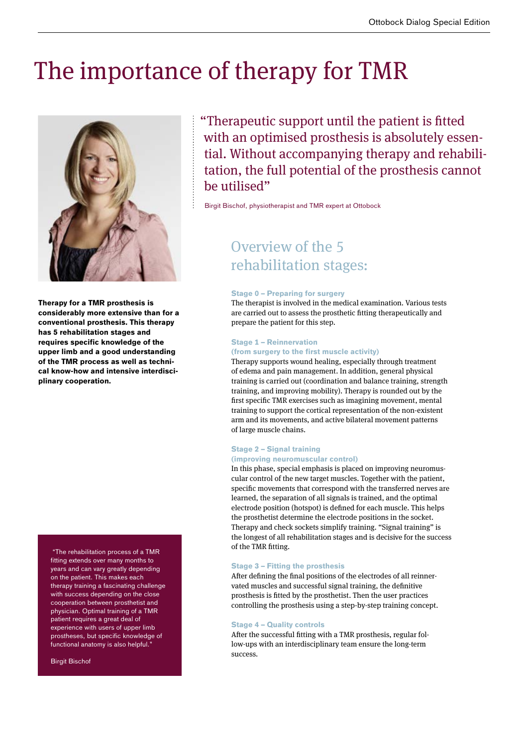# The importance of therapy for TMR

**Therapy for a TMR prosthesis is considerably more extensive than for a conventional prosthesis. This therapy has 5 rehabilitation stages and requires specific knowledge of the upper limb and a good understanding of the TMR process as well as technical know-how and intensive interdisciplinary cooperation.**

"Therapeutic support until the patient is fitted with an optimised prosthesis is absolutely essential. Without accompanying therapy and rehabilitation, the full potential of the prosthesis cannot be utilised"

Birgit Bischof, physiotherapist and TMR expert at Ottobock

## Overview of the 5 rehabilitation stages:

### Stage 0 – Preparing for surgery

The therapist is involved in the medical examination. Various tests are carried out to assess the prosthetic fitting therapeutically and prepare the patient for this step.

### Stage 1 – Reinnervation (from surgery to the first muscle activity)

Therapy supports wound healing, especially through treatment of edema and pain management. In addition, general physical training is carried out (coordination and balance training, strength training, and improving mobility). Therapy is rounded out by the first specific TMR exercises such as imagining movement, mental training to support the cortical representation of the non-existent arm and its movements, and active bilateral movement patterns of large muscle chains.

### Stage 2 – Signal training (improving neuromuscular control)

In this phase, special emphasis is placed on improving neuromuscular control of the new target muscles. Together with the patient, specific movements that correspond with the transferred nerves are learned, the separation of all signals is trained, and the optimal electrode position (hotspot) is defined for each muscle. This helps the prosthetist determine the electrode positions in the socket. Therapy and check sockets simplify training. "Signal training" is the longest of all rehabilitation stages and is decisive for the success of the TMR fitting.

### Stage 3 – Fitting the prosthesis

After defining the final positions of the electrodes of all reinnervated muscles and successful signal training, the definitive prosthesis is fitted by the prosthetist. Then the user practices controlling the prosthesis using a step-by-step training concept.

### Stage 4 – Quality controls

After the successful fitting with a TMR prosthesis, regular follow-ups with an interdisciplinary team ensure the long-term success.

"The rehabilitation process of a TMR fitting extends over many months to years and can vary greatly depending on the patient. This makes each therapy training a fascinating challenge with success depending on the close cooperation between prosthetist and physician. Optimal training of a TMR patient requires a great deal of experience with users of upper limb prostheses, but specific knowledge of functional anatomy is also helpful."

Birgit Bischof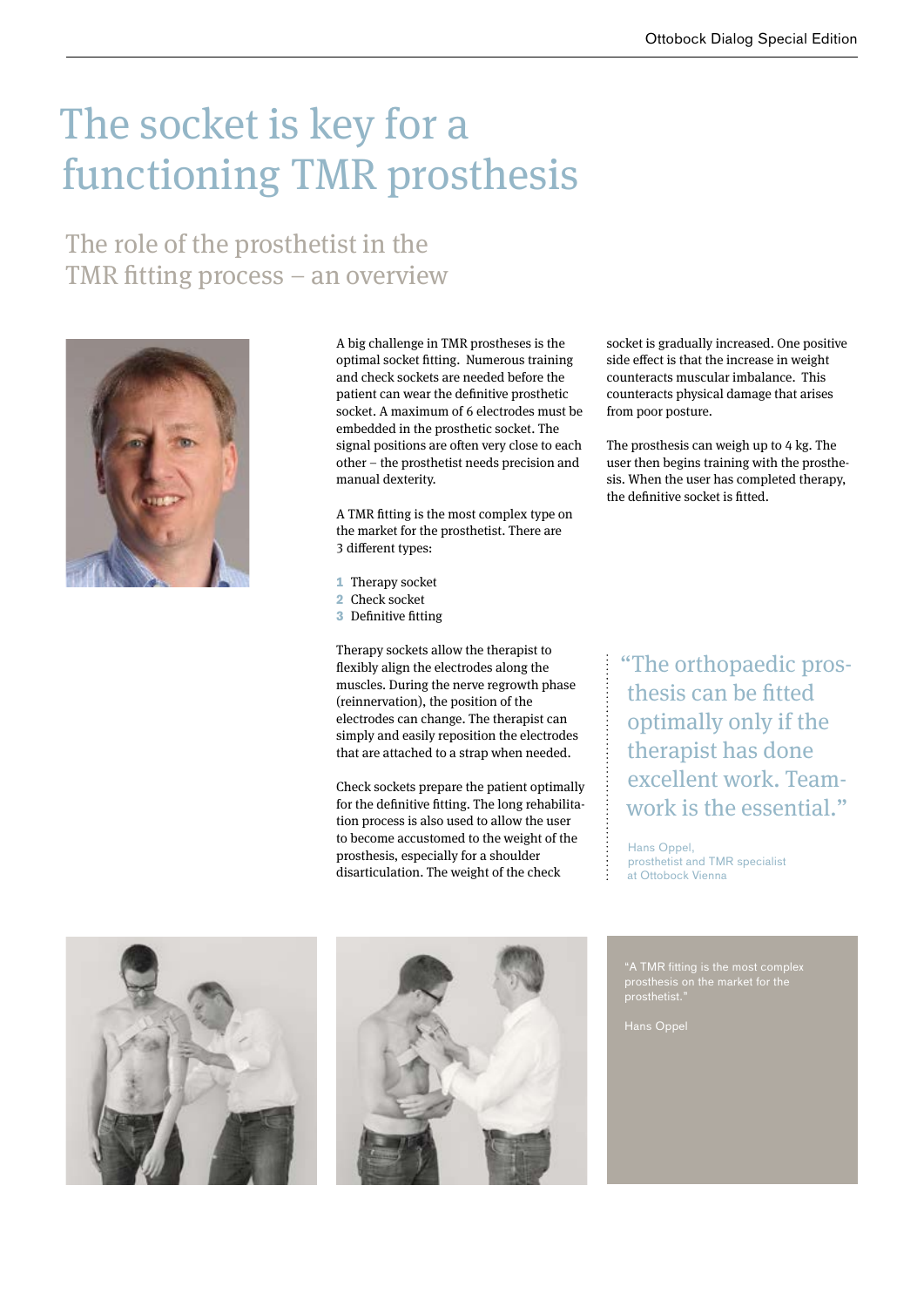# The socket is key for a functioning TMR prosthesis

## The role of the prosthetist in the TMR fitting process – an overview

A big challenge in TMR prostheses is the optimal socket fitting. Numerous training and check sockets are needed before the patient can wear the definitive prosthetic socket. A maximum of 6 electrodes must be embedded in the prosthetic socket. The signal positions are often very close to each other – the prosthetist needs precision and manual dexterity.

A TMR fitting is the most complex type on the market for the prosthetist. There are 3 different types:

1. Therapy socket
2. Check socket
3. Definitive fitting

Therapy sockets allow the therapist to flexibly align the electrodes along the muscles. During the nerve regrowth phase (reinnervation), the position of the electrodes can change. The therapist can simply and easily reposition the electrodes that are attached to a strap when needed.

Check sockets prepare the patient optimally for the definitive fitting. The long rehabilitation process is also used to allow the user to become accustomed to the weight of the prosthesis, especially for a shoulder disarticulation. The weight of the check socket is gradually increased. One positive side effect is that the increase in weight counteracts muscular imbalance. This counteracts physical damage that arises from poor posture.

The prosthesis can weigh up to 4 kg. The user then begins training with the prosthesis. When the user has completed therapy, the definitive socket is fitted.

> "The orthopaedic prosthesis can be fitted optimally only if the therapist has done excellent work. Teamwork is the essential."
>
> Hans Oppel, prosthetist and TMR specialist at Ottobock Vienna

"A TMR fitting is the most complex prosthesis on the market for the prosthetist."

Hans Oppel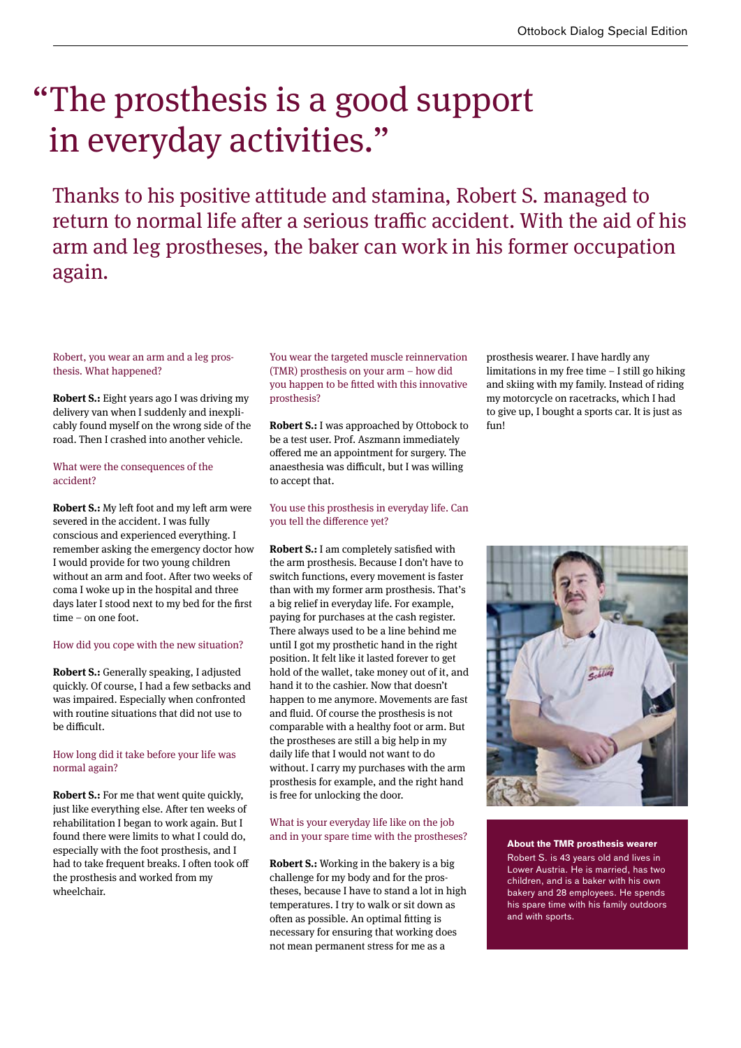# "The prosthesis is a good support in everyday activities."

## Thanks to his positive attitude and stamina, Robert S. managed to return to normal life after a serious traffic accident. With the aid of his arm and leg prostheses, the baker can work in his former occupation again.

Robert, you wear an arm and a leg prosthesis. What happened?

**Robert S.:** Eight years ago I was driving my delivery van when I suddenly and inexplicably found myself on the wrong side of the road. Then I crashed into another vehicle.

What were the consequences of the accident?

**Robert S.:** My left foot and my left arm were severed in the accident. I was fully conscious and experienced everything. I remember asking the emergency doctor how I would provide for two young children without an arm and foot. After two weeks of coma I woke up in the hospital and three days later I stood next to my bed for the first time – on one foot.

How did you cope with the new situation?

**Robert S.:** Generally speaking, I adjusted quickly. Of course, I had a few setbacks and was impaired. Especially when confronted with routine situations that did not use to be difficult.

How long did it take before your life was normal again?

**Robert S.:** For me that went quite quickly, just like everything else. After ten weeks of rehabilitation I began to work again. But I found there were limits to what I could do, especially with the foot prosthesis, and I had to take frequent breaks. I often took off the prosthesis and worked from my wheelchair.

You wear the targeted muscle reinnervation (TMR) prosthesis on your arm – how did you happen to be fitted with this innovative prosthesis?

**Robert S.:** I was approached by Ottobock to be a test user. Prof. Aszmann immediately offered me an appointment for surgery. The anaesthesia was difficult, but I was willing to accept that.

You use this prosthesis in everyday life. Can you tell the difference yet?

**Robert S.:** I am completely satisfied with the arm prosthesis. Because I don't have to switch functions, every movement is faster than with my former arm prosthesis. That's a big relief in everyday life. For example, paying for purchases at the cash register. There always used to be a line behind me until I got my prosthetic hand in the right position. It felt like it lasted forever to get hold of the wallet, take money out of it, and hand it to the cashier. Now that doesn't happen to me anymore. Movements are fast and fluid. Of course the prosthesis is not comparable with a healthy foot or arm. But the prostheses are still a big help in my daily life that I would not want to do without. I carry my purchases with the arm prosthesis for example, and the right hand is free for unlocking the door.

What is your everyday life like on the job and in your spare time with the prostheses?

**Robert S.:** Working in the bakery is a big challenge for my body and for the prostheses, because I have to stand a lot in high temperatures. I try to walk or sit down as often as possible. An optimal fitting is necessary for ensuring that working does not mean permanent stress for me as a prosthesis wearer. I have hardly any limitations in my free time – I still go hiking and skiing with my family. Instead of riding my motorcycle on racetracks, which I had to give up, I bought a sports car. It is just as fun!

**About the TMR prosthesis wearer**

Robert S. is 43 years old and lives in Lower Austria. He is married, has two children, and is a baker with his own bakery and 28 employees. He spends his spare time with his family outdoors and with sports.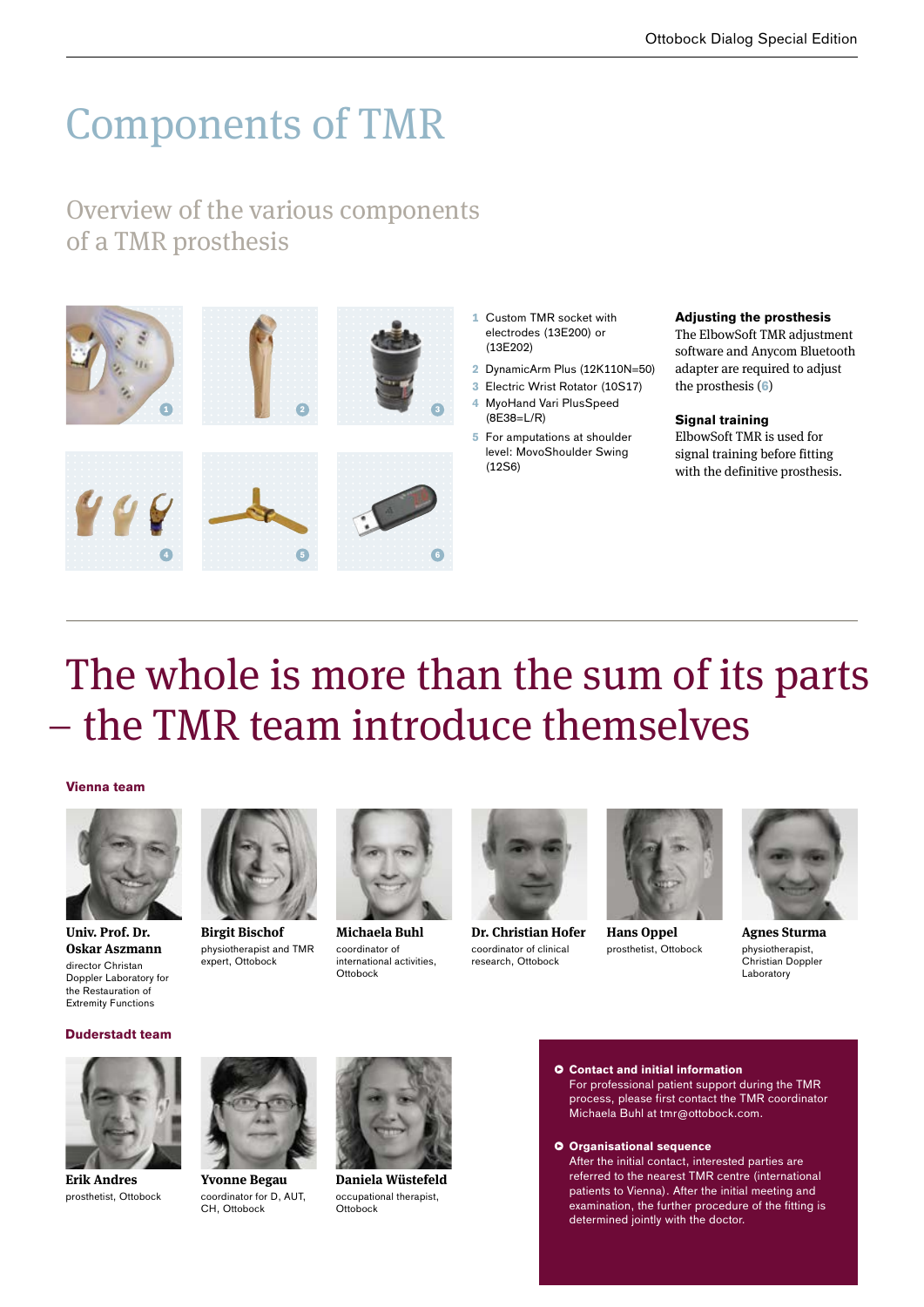# Components of TMR

## Overview of the various components of a TMR prosthesis

1 Custom TMR socket with electrodes (13E200) or (13E202)
2 DynamicArm Plus (12K110N=50)
3 Electric Wrist Rotator (10S17)
4 MyoHand Vari PlusSpeed (8E38=L/R)
5 For amputations at shoulder level: MovoShoulder Swing (12S6)

**Adjusting the prosthesis**
The ElbowSoft TMR adjustment software and Anycom Bluetooth adapter are required to adjust the prosthesis (6)

**Signal training**
ElbowSoft TMR is used for signal training before fitting with the definitive prosthesis.

# The whole is more than the sum of its parts – the TMR team introduce themselves

**Vienna team**

**Univ. Prof. Dr. Oskar Aszmann**
director Christian Doppler Laboratory for the Restauration of Extremity Functions

**Birgit Bischof**
physiotherapist and TMR expert, Ottobock

**Michaela Buhl**
coordinator of international activities, Ottobock

**Dr. Christian Hofer**
coordinator of clinical research, Ottobock

**Hans Oppel**
prosthetist, Ottobock

**Agnes Sturma**
physiotherapist, Christian Doppler Laboratory

**Duderstadt team**

**Erik Andres**
prosthetist, Ottobock

**Yvonne Begau**
coordinator for D, AUT, CH, Ottobock

**Daniela Wüstefeld**
occupational therapist, Ottobock

**Contact and initial information**
For professional patient support during the TMR process, please first contact the TMR coordinator Michaela Buhl at tmr@ottobock.com.

**Organisational sequence**
After the initial contact, interested parties are referred to the nearest TMR centre (international patients to Vienna). After the initial meeting and examination, the further procedure of the fitting is determined jointly with the doctor.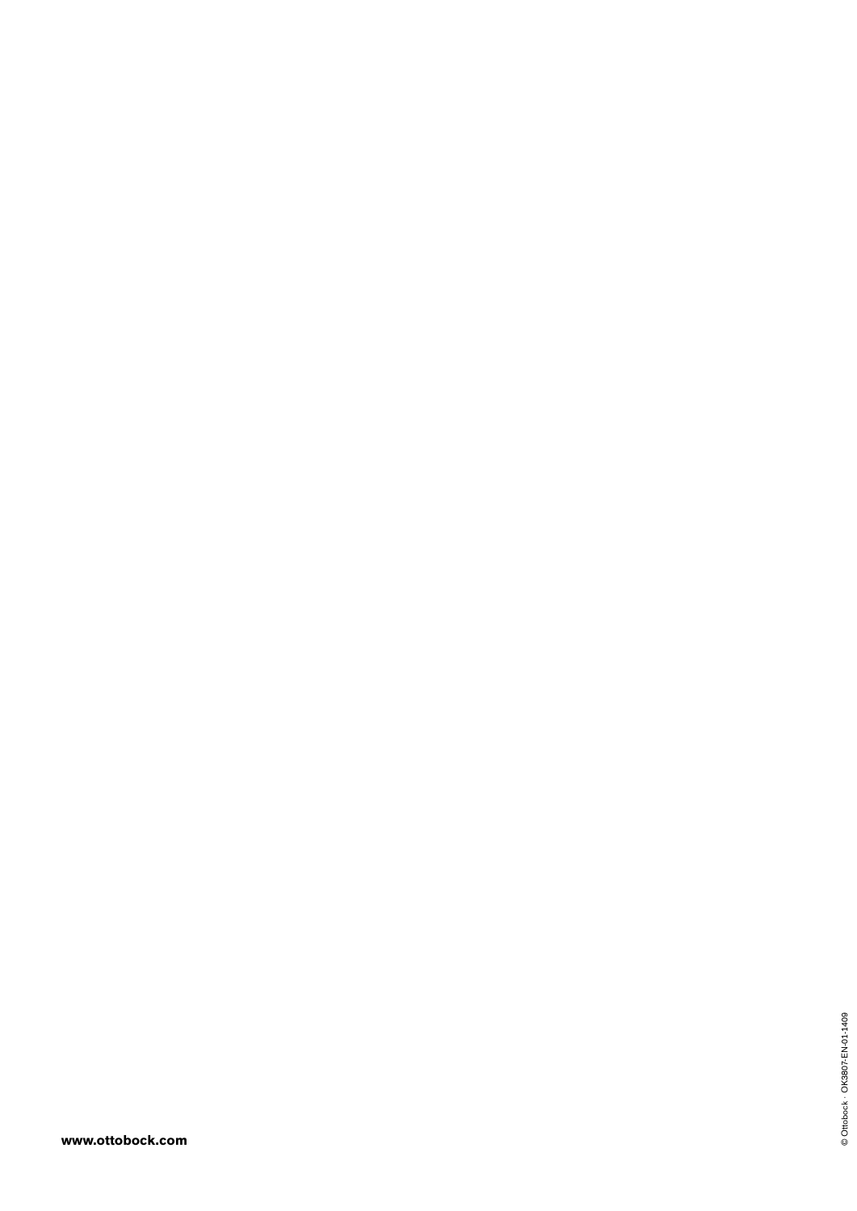www.ottobock.com

© Ottobock · OK3807-EN-01-1409